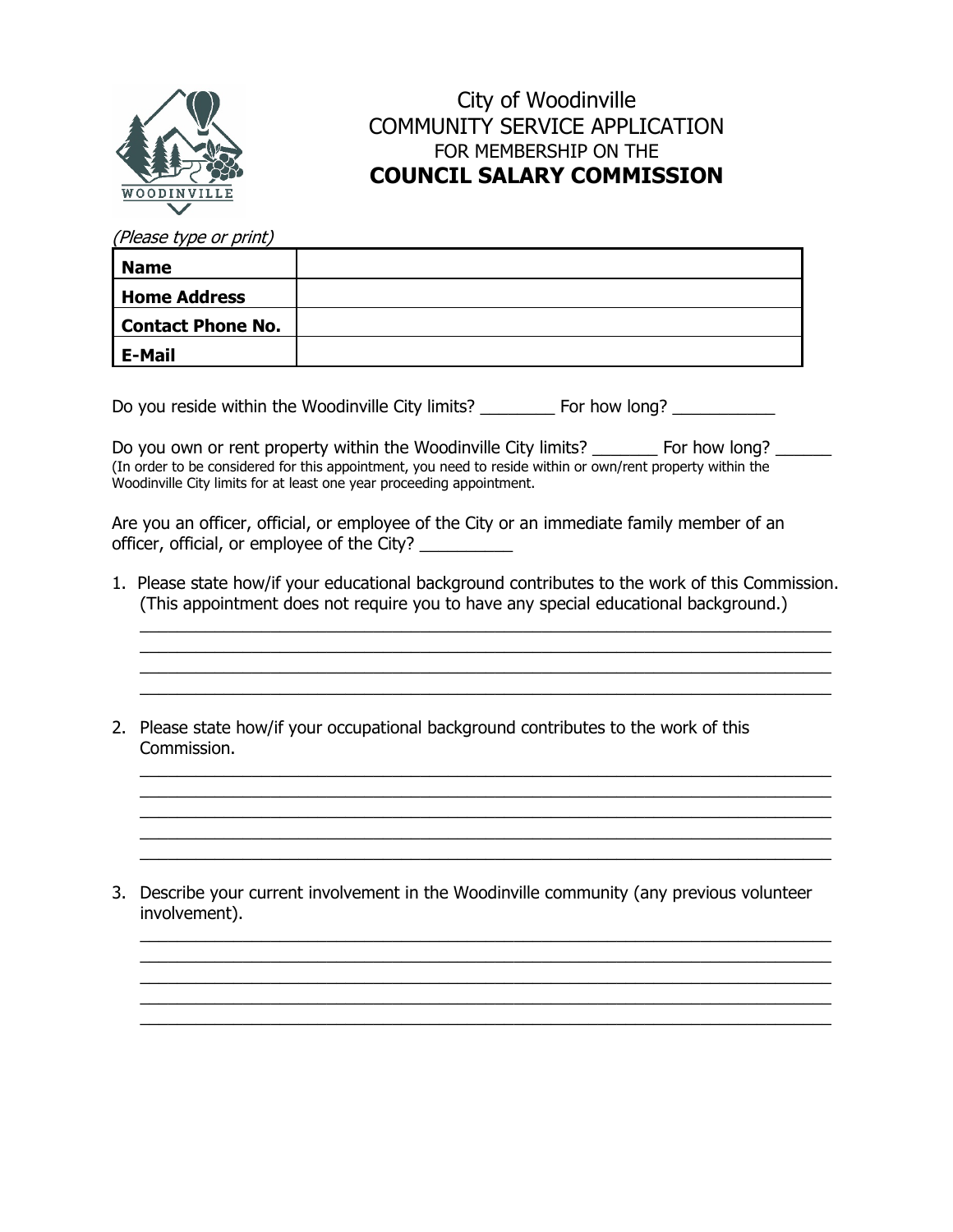# City of Woodinville
## COMMUNITY SERVICE APPLICATION
FOR MEMBERSHIP ON THE
## COUNCIL SALARY COMMISSION

*(Please type or print)*

| **Name** | |
|---|---|
| **Home Address** | |
| **Contact Phone No.** | |
| **E-Mail** | |

Do you reside within the Woodinville City limits? ________ For how long? ___________

Do you own or rent property within the Woodinville City limits? _______ For how long? ______
(In order to be considered for this appointment, you need to reside within or own/rent property within the Woodinville City limits for at least one year proceeding appointment.

Are you an officer, official, or employee of the City or an immediate family member of an officer, official, or employee of the City? __________

1. Please state how/if your educational background contributes to the work of this Commission. (This appointment does not require you to have any special educational background.)
___________________________________________________________________________
___________________________________________________________________________
___________________________________________________________________________
___________________________________________________________________________

2. Please state how/if your occupational background contributes to the work of this Commission.
___________________________________________________________________________
___________________________________________________________________________
___________________________________________________________________________
___________________________________________________________________________
___________________________________________________________________________

3. Describe your current involvement in the Woodinville community (any previous volunteer involvement).
___________________________________________________________________________
___________________________________________________________________________
___________________________________________________________________________
___________________________________________________________________________
___________________________________________________________________________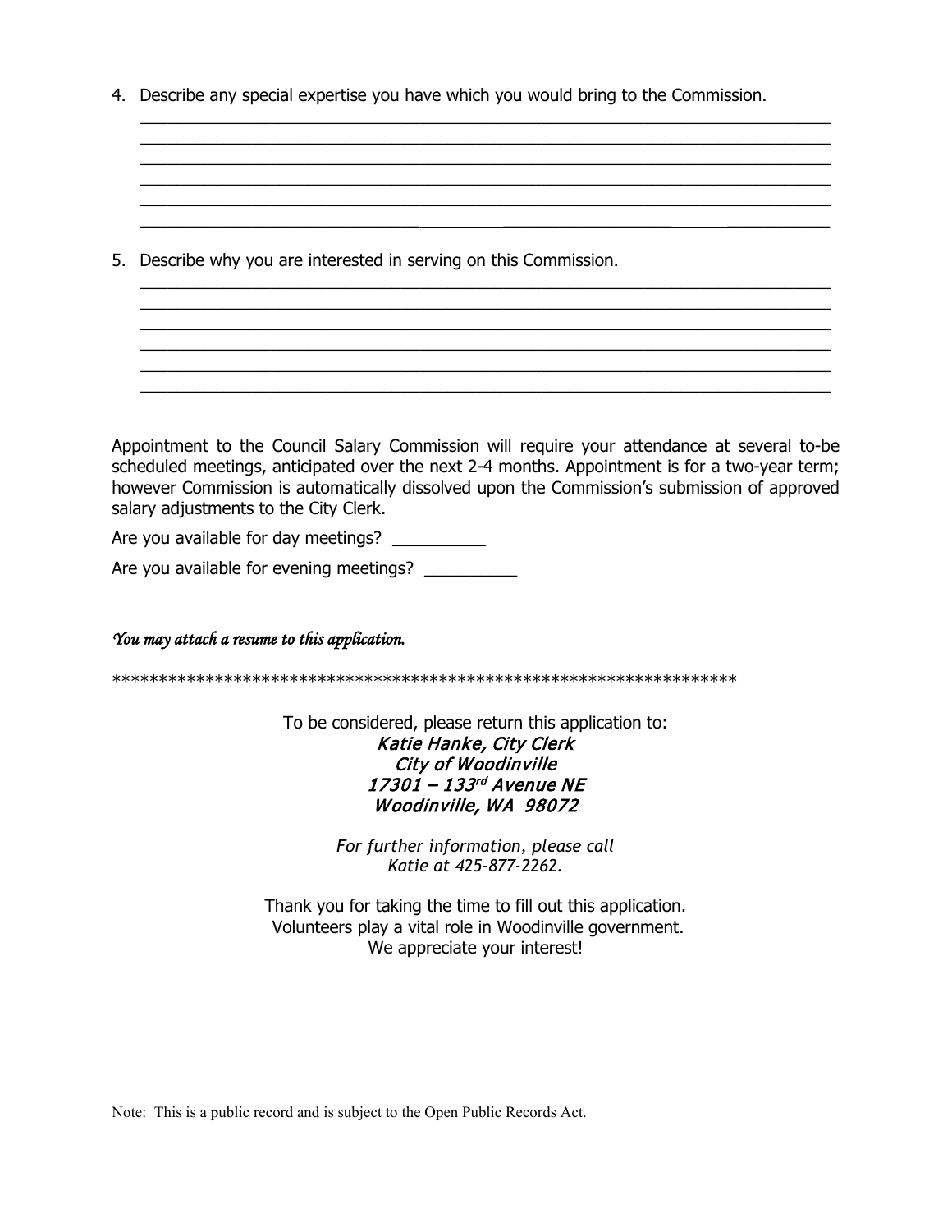4. Describe any special expertise you have which you would bring to the Commission.

______________________________________________________________________________
______________________________________________________________________________
______________________________________________________________________________
______________________________________________________________________________
______________________________________________________________________________
______________________________________________________________________________

5. Describe why you are interested in serving on this Commission.

______________________________________________________________________________
______________________________________________________________________________
______________________________________________________________________________
______________________________________________________________________________
______________________________________________________________________________
______________________________________________________________________________

Appointment to the Council Salary Commission will require your attendance at several to-be scheduled meetings, anticipated over the next 2-4 months. Appointment is for a two-year term; however Commission is automatically dissolved upon the Commission's submission of approved salary adjustments to the City Clerk.

Are you available for day meetings? __________

Are you available for evening meetings? __________

*You may attach a resume to this application.*

**********************************************************************

To be considered, please return this application to:

*Katie Hanke, City Clerk*
*City of Woodinville*
*17301 – 133rd Avenue NE*
*Woodinville, WA 98072*

*For further information, please call Katie at 425-877-2262.*

Thank you for taking the time to fill out this application.
Volunteers play a vital role in Woodinville government.
We appreciate your interest!

Note: This is a public record and is subject to the Open Public Records Act.